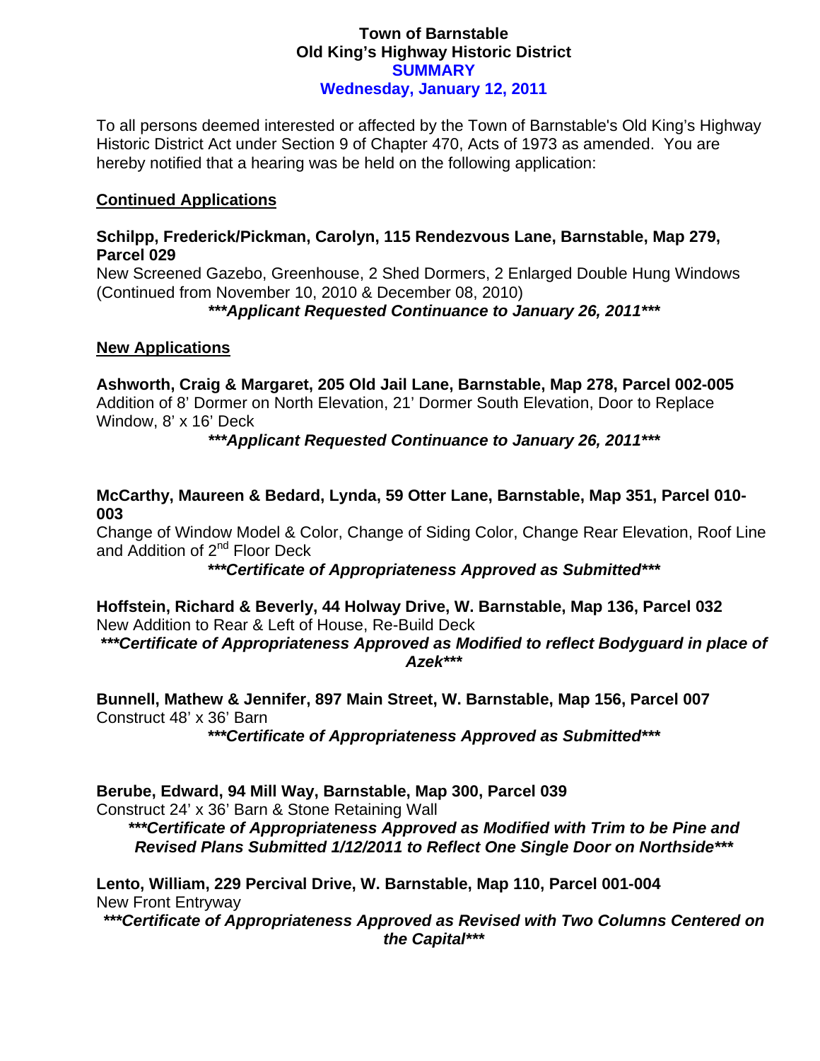# Town of Barnstable
# Old King's Highway Historic District
## SUMMARY
## Wednesday, January 12, 2011

To all persons deemed interested or affected by the Town of Barnstable's Old King's Highway Historic District Act under Section 9 of Chapter 470, Acts of 1973 as amended. You are hereby notified that a hearing was be held on the following application:

### Continued Applications

**Schilpp, Frederick/Pickman, Carolyn, 115 Rendezvous Lane, Barnstable, Map 279, Parcel 029**
New Screened Gazebo, Greenhouse, 2 Shed Dormers, 2 Enlarged Double Hung Windows (Continued from November 10, 2010 & December 08, 2010)

***\*\*\*Applicant Requested Continuance to January 26, 2011\*\*\****

### New Applications

**Ashworth, Craig & Margaret, 205 Old Jail Lane, Barnstable, Map 278, Parcel 002-005**
Addition of 8' Dormer on North Elevation, 21' Dormer South Elevation, Door to Replace Window, 8' x 16' Deck

***\*\*\*Applicant Requested Continuance to January 26, 2011\*\*\****

**McCarthy, Maureen & Bedard, Lynda, 59 Otter Lane, Barnstable, Map 351, Parcel 010-003**
Change of Window Model & Color, Change of Siding Color, Change Rear Elevation, Roof Line and Addition of 2nd Floor Deck

***\*\*\*Certificate of Appropriateness Approved as Submitted\*\*\****

**Hoffstein, Richard & Beverly, 44 Holway Drive, W. Barnstable, Map 136, Parcel 032**
New Addition to Rear & Left of House, Re-Build Deck

***\*\*\*Certificate of Appropriateness Approved as Modified to reflect Bodyguard in place of Azek\*\*\****

**Bunnell, Mathew & Jennifer, 897 Main Street, W. Barnstable, Map 156, Parcel 007**
Construct 48' x 36' Barn

***\*\*\*Certificate of Appropriateness Approved as Submitted\*\*\****

**Berube, Edward, 94 Mill Way, Barnstable, Map 300, Parcel 039**
Construct 24' x 36' Barn & Stone Retaining Wall

***\*\*\*Certificate of Appropriateness Approved as Modified with Trim to be Pine and Revised Plans Submitted 1/12/2011 to Reflect One Single Door on Northside\*\*\****

**Lento, William, 229 Percival Drive, W. Barnstable, Map 110, Parcel 001-004**
New Front Entryway

***\*\*\*Certificate of Appropriateness Approved as Revised with Two Columns Centered on the Capital\*\*\****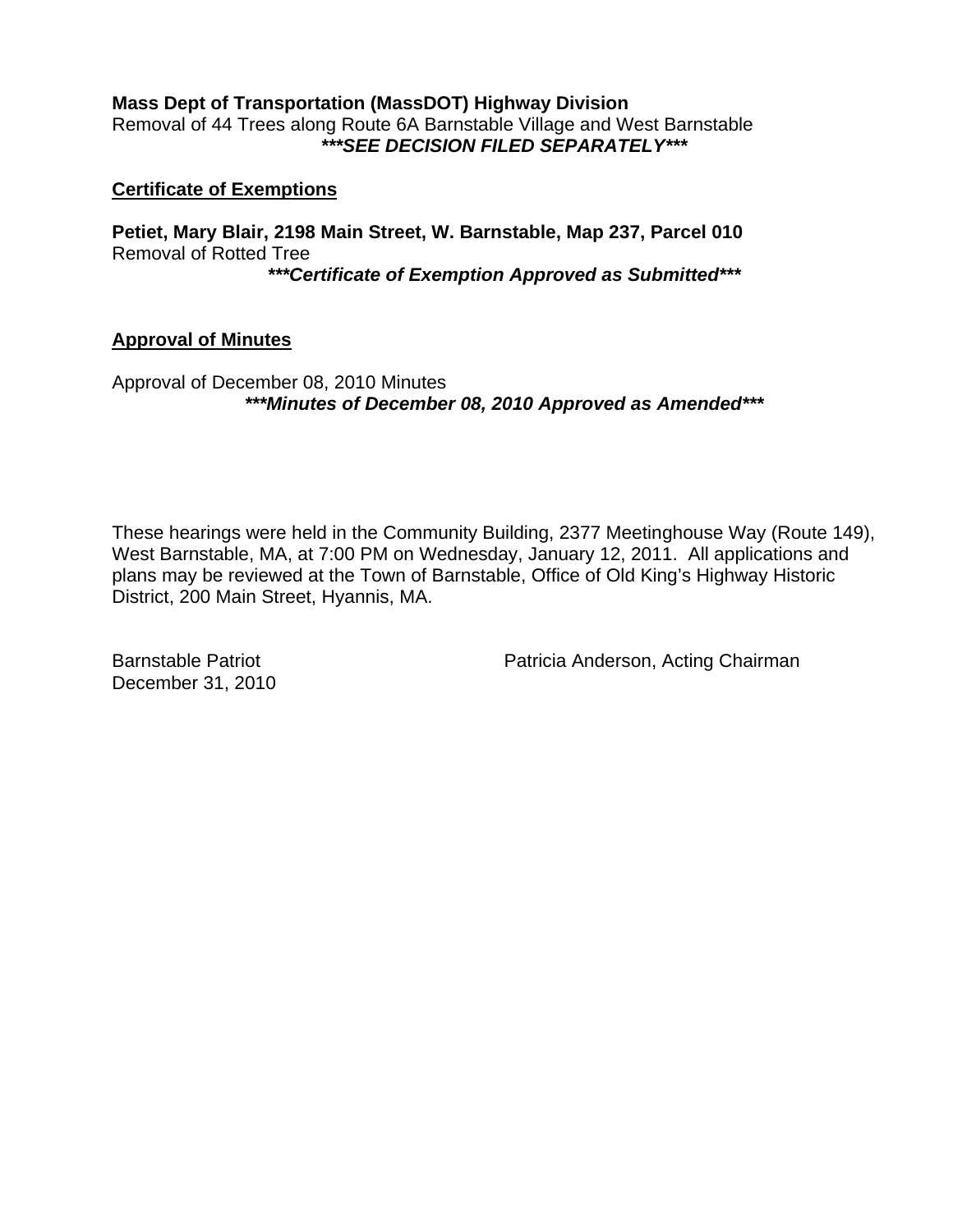**Mass Dept of Transportation (MassDOT) Highway Division**
Removal of 44 Trees along Route 6A Barnstable Village and West Barnstable
***\*\*\*SEE DECISION FILED SEPARATELY\*\*\****

**<u>Certificate of Exemptions</u>**

**Petiet, Mary Blair, 2198 Main Street, W. Barnstable, Map 237, Parcel 010**
Removal of Rotted Tree
***\*\*\*Certificate of Exemption Approved as Submitted\*\*\****

**<u>Approval of Minutes</u>**

Approval of December 08, 2010 Minutes
***\*\*\*Minutes of December 08, 2010 Approved as Amended\*\*\****

These hearings were held in the Community Building, 2377 Meetinghouse Way (Route 149), West Barnstable, MA, at 7:00 PM on Wednesday, January 12, 2011. All applications and plans may be reviewed at the Town of Barnstable, Office of Old King's Highway Historic District, 200 Main Street, Hyannis, MA.

Barnstable Patriot
December 31, 2010

Patricia Anderson, Acting Chairman